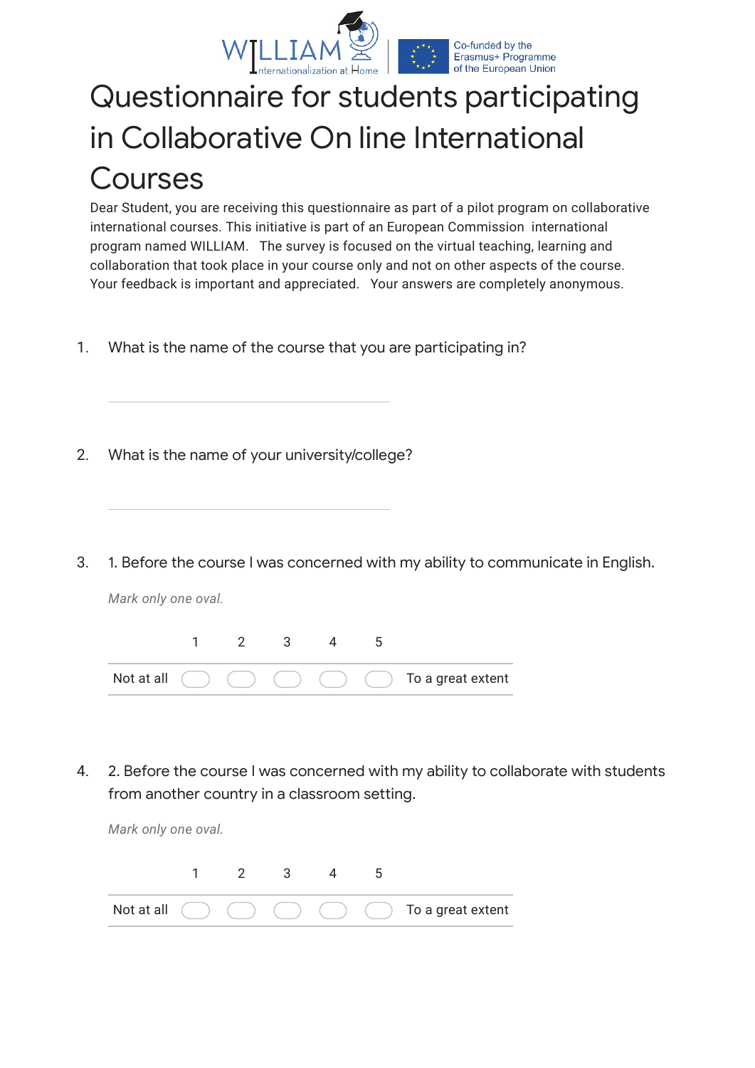# Questionnaire for students participating in Collaborative On line International Courses

Dear Student, you are receiving this questionnaire as part of a pilot program on collaborative international courses. This initiative is part of an European Commission international program named WILLIAM. The survey is focused on the virtual teaching, learning and collaboration that took place in your course only and not on other aspects of the course. Your feedback is important and appreciated. Your answers are completely anonymous.

1. What is the name of the course that you are participating in?

_______________________________

2. What is the name of your university/college?

_______________________________

3. 1. Before the course I was concerned with my ability to communicate in English.

*Mark only one oval.*

| | 1 | 2 | 3 | 4 | 5 | |
|---|---|---|---|---|---|---|
| Not at all | ○ | ○ | ○ | ○ | ○ | To a great extent |

4. 2. Before the course I was concerned with my ability to collaborate with students from another country in a classroom setting.

*Mark only one oval.*

| | 1 | 2 | 3 | 4 | 5 | |
|---|---|---|---|---|---|---|
| Not at all | ○ | ○ | ○ | ○ | ○ | To a great extent |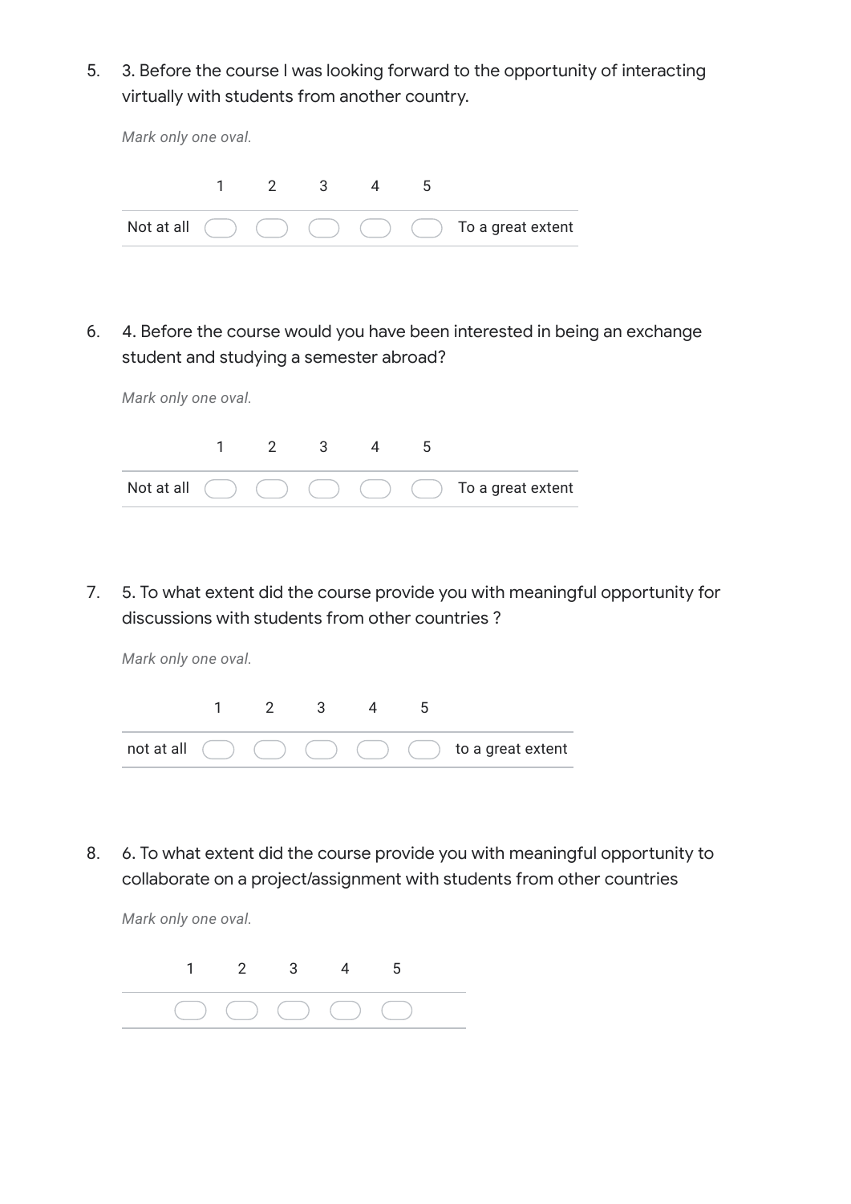5. 3. Before the course I was looking forward to the opportunity of interacting virtually with students from another country.

*Mark only one oval.*

| | 1 | 2 | 3 | 4 | 5 | |
|---|---|---|---|---|---|---|
| Not at all | ◯ | ◯ | ◯ | ◯ | ◯ | To a great extent |

6. 4. Before the course would you have been interested in being an exchange student and studying a semester abroad?

*Mark only one oval.*

| | 1 | 2 | 3 | 4 | 5 | |
|---|---|---|---|---|---|---|
| Not at all | ◯ | ◯ | ◯ | ◯ | ◯ | To a great extent |

7. 5. To what extent did the course provide you with meaningful opportunity for discussions with students from other countries ?

*Mark only one oval.*

| | 1 | 2 | 3 | 4 | 5 | |
|---|---|---|---|---|---|---|
| not at all | ◯ | ◯ | ◯ | ◯ | ◯ | to a great extent |

8. 6. To what extent did the course provide you with meaningful opportunity to collaborate on a project/assignment with students from other countries

*Mark only one oval.*

| 1 | 2 | 3 | 4 | 5 |
|---|---|---|---|---|
| ◯ | ◯ | ◯ | ◯ | ◯ |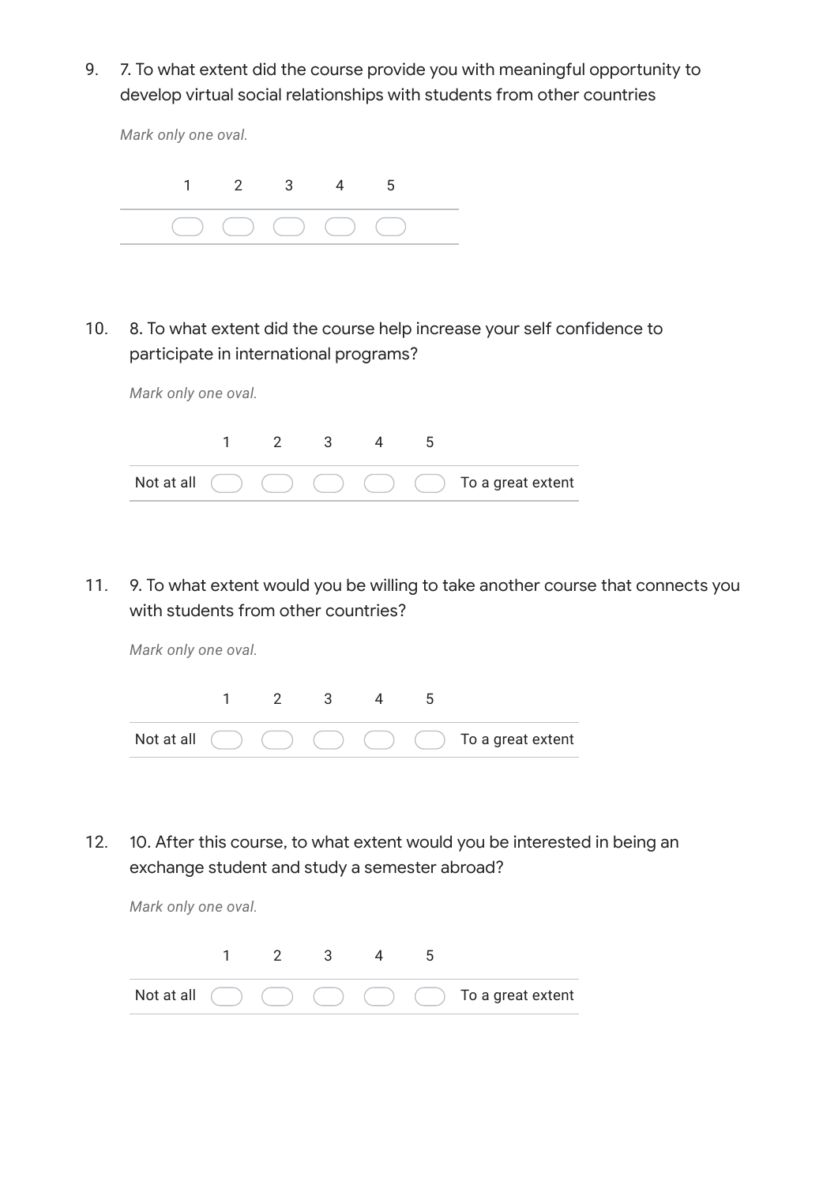9. 7. To what extent did the course provide you with meaningful opportunity to develop virtual social relationships with students from other countries

*Mark only one oval.*

| 1 | 2 | 3 | 4 | 5 |
|---|---|---|---|---|
| ⬭ | ⬭ | ⬭ | ⬭ | ⬭ |

10. 8. To what extent did the course help increase your self confidence to participate in international programs?

*Mark only one oval.*

| | 1 | 2 | 3 | 4 | 5 | |
|---|---|---|---|---|---|---|
| Not at all | ⬭ | ⬭ | ⬭ | ⬭ | ⬭ | To a great extent |

11. 9. To what extent would you be willing to take another course that connects you with students from other countries?

*Mark only one oval.*

| | 1 | 2 | 3 | 4 | 5 | |
|---|---|---|---|---|---|---|
| Not at all | ⬭ | ⬭ | ⬭ | ⬭ | ⬭ | To a great extent |

12. 10. After this course, to what extent would you be interested in being an exchange student and study a semester abroad?

*Mark only one oval.*

| | 1 | 2 | 3 | 4 | 5 | |
|---|---|---|---|---|---|---|
| Not at all | ⬭ | ⬭ | ⬭ | ⬭ | ⬭ | To a great extent |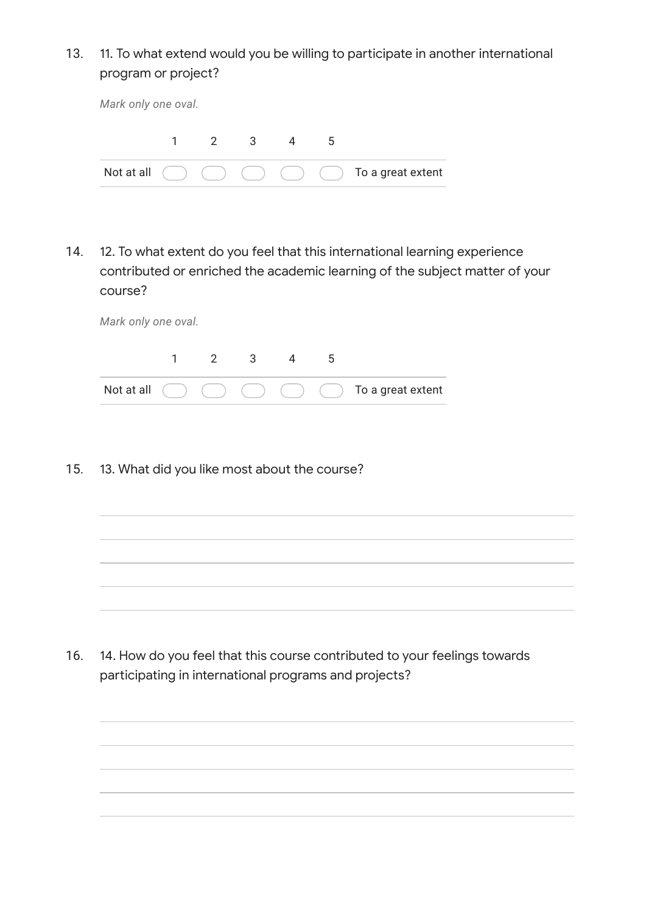13. 11. To what extend would you be willing to participate in another international program or project?

*Mark only one oval.*

| | 1 | 2 | 3 | 4 | 5 | |
|---|---|---|---|---|---|---|
| Not at all | ◯ | ◯ | ◯ | ◯ | ◯ | To a great extent |

14. 12. To what extent do you feel that this international learning experience contributed or enriched the academic learning of the subject matter of your course?

*Mark only one oval.*

| | 1 | 2 | 3 | 4 | 5 | |
|---|---|---|---|---|---|---|
| Not at all | ◯ | ◯ | ◯ | ◯ | ◯ | To a great extent |

15. 13. What did you like most about the course?

_______________________________________________

_______________________________________________

_______________________________________________

_______________________________________________

_______________________________________________

16. 14. How do you feel that this course contributed to your feelings towards participating in international programs and projects?

_______________________________________________

_______________________________________________

_______________________________________________

_______________________________________________

_______________________________________________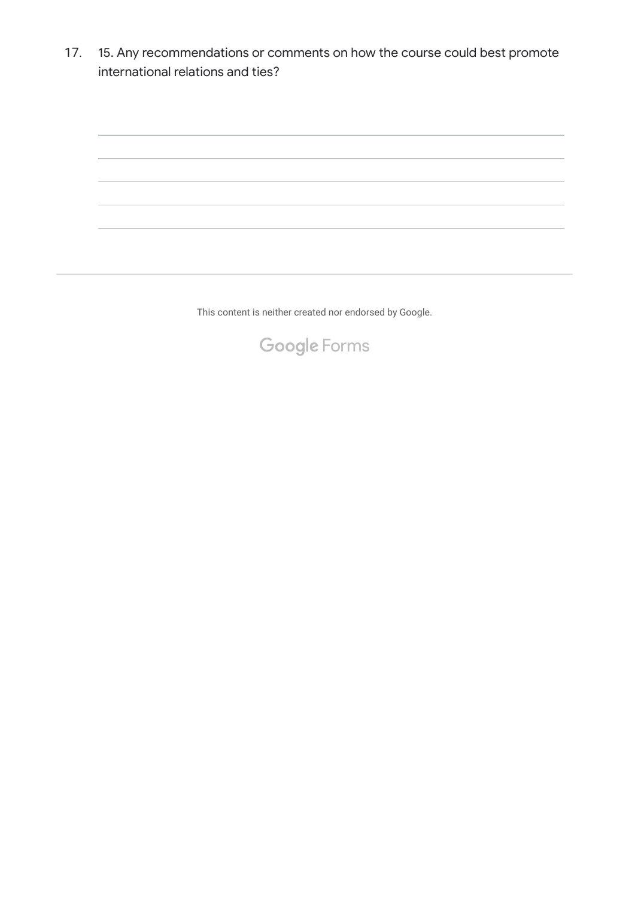17. 15. Any recommendations or comments on how the course could best promote international relations and ties?

---

This content is neither created nor endorsed by Google.

Google Forms